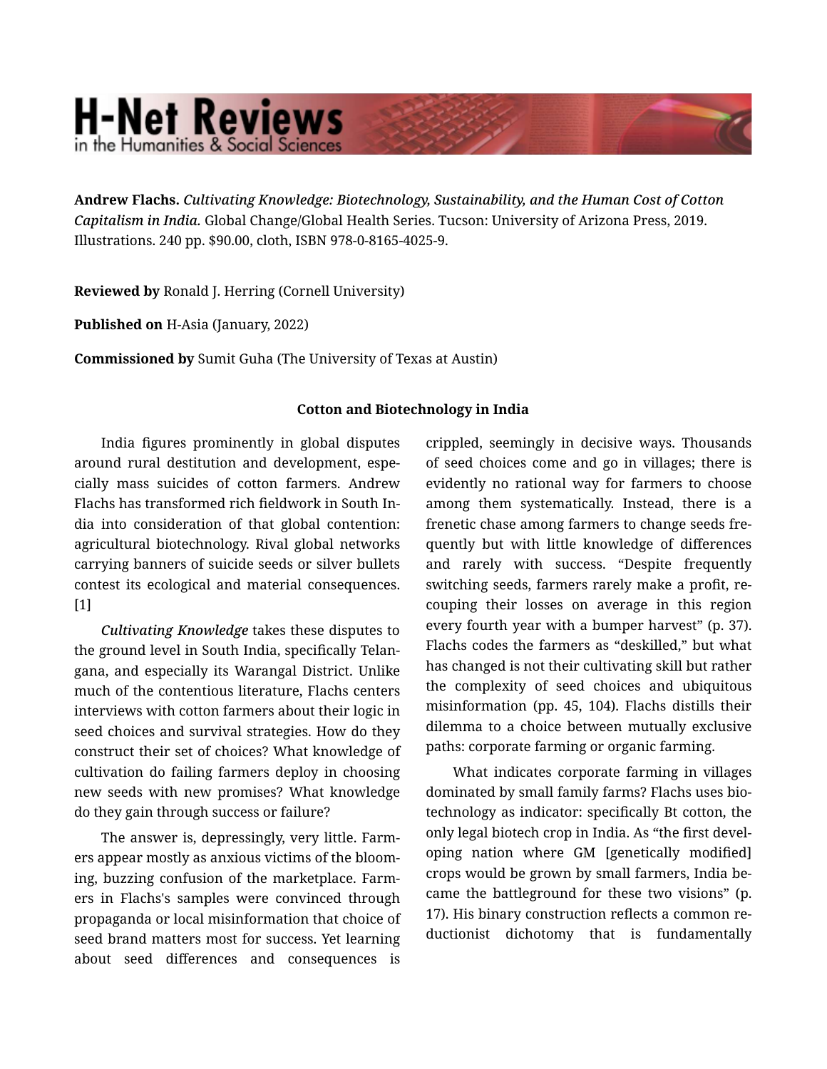# H-Net Reviews
in the Humanities & Social Sciences

**Andrew Flachs.** *Cultivating Knowledge: Biotechnology, Sustainability, and the Human Cost of Cotton Capitalism in India.* Global Change/Global Health Series. Tucson: University of Arizona Press, 2019. Illustrations. 240 pp. $90.00, cloth, ISBN 978-0-8165-4025-9.

**Reviewed by** Ronald J. Herring (Cornell University)

**Published on** H-Asia (January, 2022)

**Commissioned by** Sumit Guha (The University of Texas at Austin)

**Cotton and Biotechnology in India**

India figures prominently in global disputes around rural destitution and development, especially mass suicides of cotton farmers. Andrew Flachs has transformed rich fieldwork in South India into consideration of that global contention: agricultural biotechnology. Rival global networks carrying banners of suicide seeds or silver bullets contest its ecological and material consequences. [1]

*Cultivating Knowledge* takes these disputes to the ground level in South India, specifically Telangana, and especially its Warangal District. Unlike much of the contentious literature, Flachs centers interviews with cotton farmers about their logic in seed choices and survival strategies. How do they construct their set of choices? What knowledge of cultivation do failing farmers deploy in choosing new seeds with new promises? What knowledge do they gain through success or failure?

The answer is, depressingly, very little. Farmers appear mostly as anxious victims of the blooming, buzzing confusion of the marketplace. Farmers in Flachs's samples were convinced through propaganda or local misinformation that choice of seed brand matters most for success. Yet learning about seed differences and consequences is crippled, seemingly in decisive ways. Thousands of seed choices come and go in villages; there is evidently no rational way for farmers to choose among them systematically. Instead, there is a frenetic chase among farmers to change seeds frequently but with little knowledge of differences and rarely with success. "Despite frequently switching seeds, farmers rarely make a profit, recouping their losses on average in this region every fourth year with a bumper harvest" (p. 37). Flachs codes the farmers as "deskilled," but what has changed is not their cultivating skill but rather the complexity of seed choices and ubiquitous misinformation (pp. 45, 104). Flachs distills their dilemma to a choice between mutually exclusive paths: corporate farming or organic farming.

What indicates corporate farming in villages dominated by small family farms? Flachs uses biotechnology as indicator: specifically Bt cotton, the only legal biotech crop in India. As "the first developing nation where GM [genetically modified] crops would be grown by small farmers, India became the battleground for these two visions" (p. 17). His binary construction reflects a common reductionist dichotomy that is fundamentally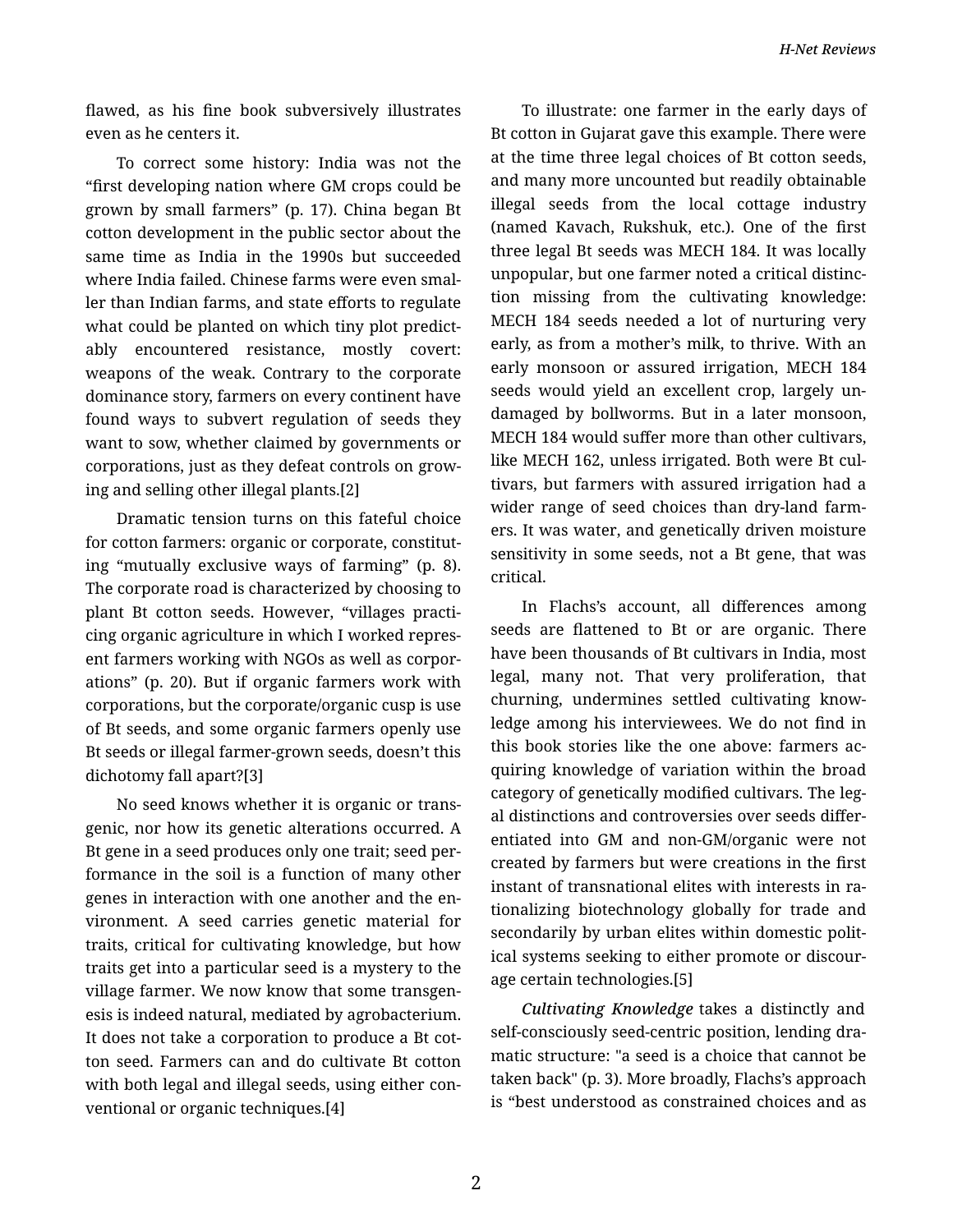flawed, as his fine book subversively illustrates even as he centers it.

To correct some history: India was not the "first developing nation where GM crops could be grown by small farmers" (p. 17). China began Bt cotton development in the public sector about the same time as India in the 1990s but succeeded where India failed. Chinese farms were even smaller than Indian farms, and state efforts to regulate what could be planted on which tiny plot predictably encountered resistance, mostly covert: weapons of the weak. Contrary to the corporate dominance story, farmers on every continent have found ways to subvert regulation of seeds they want to sow, whether claimed by governments or corporations, just as they defeat controls on growing and selling other illegal plants.[2]

Dramatic tension turns on this fateful choice for cotton farmers: organic or corporate, constituting "mutually exclusive ways of farming" (p. 8). The corporate road is characterized by choosing to plant Bt cotton seeds. However, "villages practicing organic agriculture in which I worked represent farmers working with NGOs as well as corporations" (p. 20). But if organic farmers work with corporations, but the corporate/organic cusp is use of Bt seeds, and some organic farmers openly use Bt seeds or illegal farmer-grown seeds, doesn't this dichotomy fall apart?[3]

No seed knows whether it is organic or transgenic, nor how its genetic alterations occurred. A Bt gene in a seed produces only one trait; seed performance in the soil is a function of many other genes in interaction with one another and the environment. A seed carries genetic material for traits, critical for cultivating knowledge, but how traits get into a particular seed is a mystery to the village farmer. We now know that some transgenesis is indeed natural, mediated by agrobacterium. It does not take a corporation to produce a Bt cotton seed. Farmers can and do cultivate Bt cotton with both legal and illegal seeds, using either conventional or organic techniques.[4]

To illustrate: one farmer in the early days of Bt cotton in Gujarat gave this example. There were at the time three legal choices of Bt cotton seeds, and many more uncounted but readily obtainable illegal seeds from the local cottage industry (named Kavach, Rukshuk, etc.). One of the first three legal Bt seeds was MECH 184. It was locally unpopular, but one farmer noted a critical distinction missing from the cultivating knowledge: MECH 184 seeds needed a lot of nurturing very early, as from a mother's milk, to thrive. With an early monsoon or assured irrigation, MECH 184 seeds would yield an excellent crop, largely undamaged by bollworms. But in a later monsoon, MECH 184 would suffer more than other cultivars, like MECH 162, unless irrigated. Both were Bt cultivars, but farmers with assured irrigation had a wider range of seed choices than dry-land farmers. It was water, and genetically driven moisture sensitivity in some seeds, not a Bt gene, that was critical.

In Flachs's account, all differences among seeds are flattened to Bt or are organic. There have been thousands of Bt cultivars in India, most legal, many not. That very proliferation, that churning, undermines settled cultivating knowledge among his interviewees. We do not find in this book stories like the one above: farmers acquiring knowledge of variation within the broad category of genetically modified cultivars. The legal distinctions and controversies over seeds differentiated into GM and non-GM/organic were not created by farmers but were creations in the first instant of transnational elites with interests in rationalizing biotechnology globally for trade and secondarily by urban elites within domestic political systems seeking to either promote or discourage certain technologies.[5]

*Cultivating Knowledge* takes a distinctly and self-consciously seed-centric position, lending dramatic structure: "a seed is a choice that cannot be taken back" (p. 3). More broadly, Flachs's approach is "best understood as constrained choices and as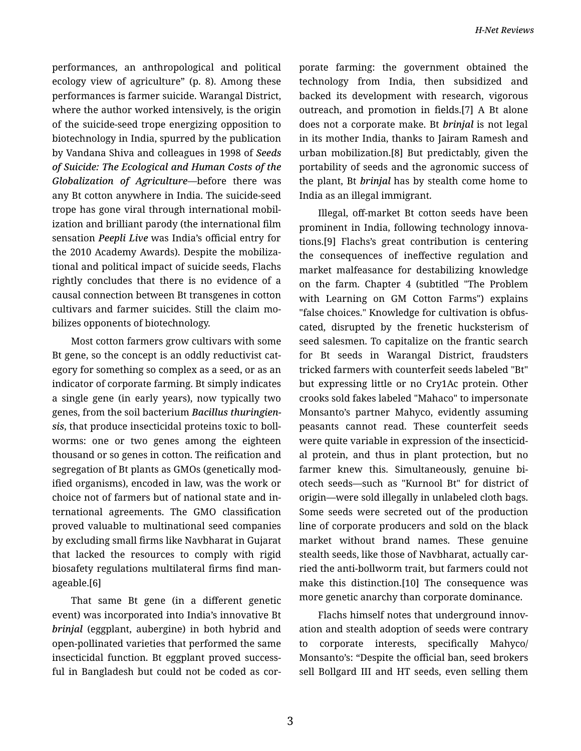performances, an anthropological and political ecology view of agriculture" (p. 8). Among these performances is farmer suicide. Warangal District, where the author worked intensively, is the origin of the suicide-seed trope energizing opposition to biotechnology in India, spurred by the publication by Vandana Shiva and colleagues in 1998 of ***Seeds of Suicide: The Ecological and Human Costs of the Globalization of Agriculture***—before there was any Bt cotton anywhere in India. The suicide-seed trope has gone viral through international mobilization and brilliant parody (the international film sensation ***Peepli Live*** was India's official entry for the 2010 Academy Awards). Despite the mobilizational and political impact of suicide seeds, Flachs rightly concludes that there is no evidence of a causal connection between Bt transgenes in cotton cultivars and farmer suicides. Still the claim mobilizes opponents of biotechnology.

Most cotton farmers grow cultivars with some Bt gene, so the concept is an oddly reductivist category for something so complex as a seed, or as an indicator of corporate farming. Bt simply indicates a single gene (in early years), now typically two genes, from the soil bacterium ***Bacillus thuringiensis***, that produce insecticidal proteins toxic to bollworms: one or two genes among the eighteen thousand or so genes in cotton. The reification and segregation of Bt plants as GMOs (genetically modified organisms), encoded in law, was the work or choice not of farmers but of national state and international agreements. The GMO classification proved valuable to multinational seed companies by excluding small firms like Navbharat in Gujarat that lacked the resources to comply with rigid biosafety regulations multilateral firms find manageable.[6]

That same Bt gene (in a different genetic event) was incorporated into India's innovative Bt ***brinjal*** (eggplant, aubergine) in both hybrid and open-pollinated varieties that performed the same insecticidal function. Bt eggplant proved successful in Bangladesh but could not be coded as corporate farming: the government obtained the technology from India, then subsidized and backed its development with research, vigorous outreach, and promotion in fields.[7] A Bt alone does not a corporate make. Bt ***brinjal*** is not legal in its mother India, thanks to Jairam Ramesh and urban mobilization.[8] But predictably, given the portability of seeds and the agronomic success of the plant, Bt ***brinjal*** has by stealth come home to India as an illegal immigrant.

Illegal, off-market Bt cotton seeds have been prominent in India, following technology innovations.[9] Flachs's great contribution is centering the consequences of ineffective regulation and market malfeasance for destabilizing knowledge on the farm. Chapter 4 (subtitled "The Problem with Learning on GM Cotton Farms") explains "false choices." Knowledge for cultivation is obfuscated, disrupted by the frenetic hucksterism of seed salesmen. To capitalize on the frantic search for Bt seeds in Warangal District, fraudsters tricked farmers with counterfeit seeds labeled "Bt" but expressing little or no Cry1Ac protein. Other crooks sold fakes labeled "Mahaco" to impersonate Monsanto's partner Mahyco, evidently assuming peasants cannot read. These counterfeit seeds were quite variable in expression of the insecticidal protein, and thus in plant protection, but no farmer knew this. Simultaneously, genuine biotech seeds—such as "Kurnool Bt" for district of origin—were sold illegally in unlabeled cloth bags. Some seeds were secreted out of the production line of corporate producers and sold on the black market without brand names. These genuine stealth seeds, like those of Navbharat, actually carried the anti-bollworm trait, but farmers could not make this distinction.[10] The consequence was more genetic anarchy than corporate dominance.

Flachs himself notes that underground innovation and stealth adoption of seeds were contrary to corporate interests, specifically Mahyco/Monsanto's: "Despite the official ban, seed brokers sell Bollgard III and HT seeds, even selling them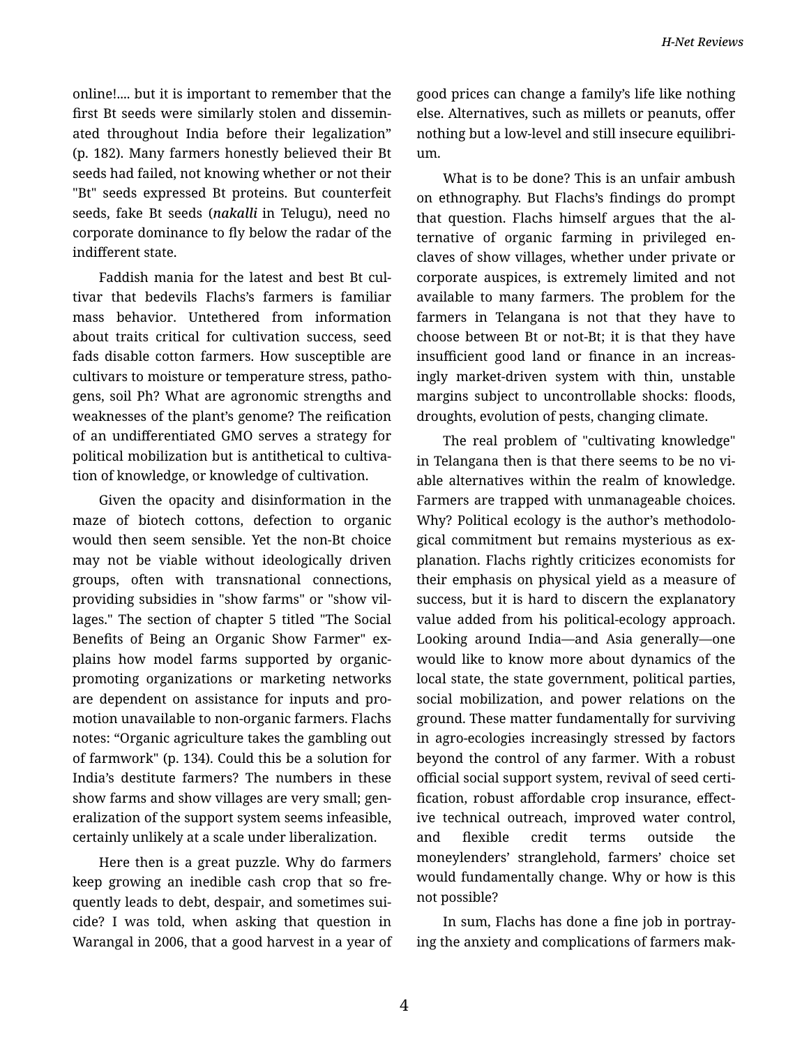online!.... but it is important to remember that the first Bt seeds were similarly stolen and disseminated throughout India before their legalization" (p. 182). Many farmers honestly believed their Bt seeds had failed, not knowing whether or not their "Bt" seeds expressed Bt proteins. But counterfeit seeds, fake Bt seeds (***nakalli*** in Telugu), need no corporate dominance to fly below the radar of the indifferent state.

Faddish mania for the latest and best Bt cultivar that bedevils Flachs's farmers is familiar mass behavior. Untethered from information about traits critical for cultivation success, seed fads disable cotton farmers. How susceptible are cultivars to moisture or temperature stress, pathogens, soil Ph? What are agronomic strengths and weaknesses of the plant's genome? The reification of an undifferentiated GMO serves a strategy for political mobilization but is antithetical to cultivation of knowledge, or knowledge of cultivation.

Given the opacity and disinformation in the maze of biotech cottons, defection to organic would then seem sensible. Yet the non-Bt choice may not be viable without ideologically driven groups, often with transnational connections, providing subsidies in "show farms" or "show villages." The section of chapter 5 titled "The Social Benefits of Being an Organic Show Farmer" explains how model farms supported by organic-promoting organizations or marketing networks are dependent on assistance for inputs and promotion unavailable to non-organic farmers. Flachs notes: "Organic agriculture takes the gambling out of farmwork" (p. 134). Could this be a solution for India's destitute farmers? The numbers in these show farms and show villages are very small; generalization of the support system seems infeasible, certainly unlikely at a scale under liberalization.

Here then is a great puzzle. Why do farmers keep growing an inedible cash crop that so frequently leads to debt, despair, and sometimes suicide? I was told, when asking that question in Warangal in 2006, that a good harvest in a year of good prices can change a family's life like nothing else. Alternatives, such as millets or peanuts, offer nothing but a low-level and still insecure equilibrium.

What is to be done? This is an unfair ambush on ethnography. But Flachs's findings do prompt that question. Flachs himself argues that the alternative of organic farming in privileged enclaves of show villages, whether under private or corporate auspices, is extremely limited and not available to many farmers. The problem for the farmers in Telangana is not that they have to choose between Bt or not-Bt; it is that they have insufficient good land or finance in an increasingly market-driven system with thin, unstable margins subject to uncontrollable shocks: floods, droughts, evolution of pests, changing climate.

The real problem of "cultivating knowledge" in Telangana then is that there seems to be no viable alternatives within the realm of knowledge. Farmers are trapped with unmanageable choices. Why? Political ecology is the author's methodological commitment but remains mysterious as explanation. Flachs rightly criticizes economists for their emphasis on physical yield as a measure of success, but it is hard to discern the explanatory value added from his political-ecology approach. Looking around India—and Asia generally—one would like to know more about dynamics of the local state, the state government, political parties, social mobilization, and power relations on the ground. These matter fundamentally for surviving in agro-ecologies increasingly stressed by factors beyond the control of any farmer. With a robust official social support system, revival of seed certification, robust affordable crop insurance, effective technical outreach, improved water control, and flexible credit terms outside the moneylenders' stranglehold, farmers' choice set would fundamentally change. Why or how is this not possible?

In sum, Flachs has done a fine job in portraying the anxiety and complications of farmers mak-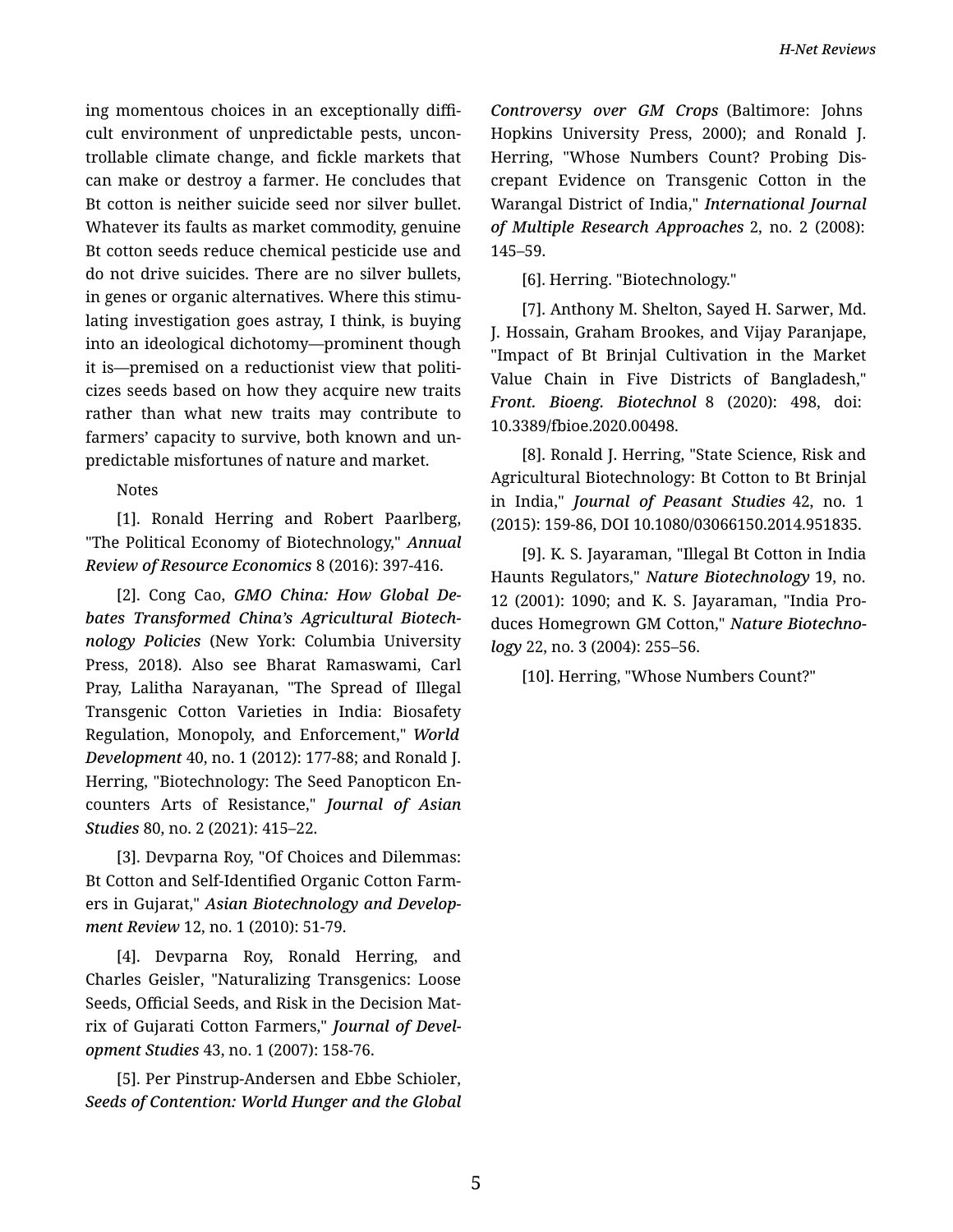ing momentous choices in an exceptionally difficult environment of unpredictable pests, uncontrollable climate change, and fickle markets that can make or destroy a farmer. He concludes that Bt cotton is neither suicide seed nor silver bullet. Whatever its faults as market commodity, genuine Bt cotton seeds reduce chemical pesticide use and do not drive suicides. There are no silver bullets, in genes or organic alternatives. Where this stimulating investigation goes astray, I think, is buying into an ideological dichotomy—prominent though it is—premised on a reductionist view that politicizes seeds based on how they acquire new traits rather than what new traits may contribute to farmers' capacity to survive, both known and unpredictable misfortunes of nature and market.

Notes

[1]. Ronald Herring and Robert Paarlberg, "The Political Economy of Biotechnology," *Annual Review of Resource Economics* 8 (2016): 397-416.

[2]. Cong Cao, *GMO China: How Global Debates Transformed China's Agricultural Biotechnology Policies* (New York: Columbia University Press, 2018). Also see Bharat Ramaswami, Carl Pray, Lalitha Narayanan, "The Spread of Illegal Transgenic Cotton Varieties in India: Biosafety Regulation, Monopoly, and Enforcement," *World Development* 40, no. 1 (2012): 177-88; and Ronald J. Herring, "Biotechnology: The Seed Panopticon Encounters Arts of Resistance," *Journal of Asian Studies* 80, no. 2 (2021): 415–22.

[3]. Devparna Roy, "Of Choices and Dilemmas: Bt Cotton and Self-Identified Organic Cotton Farmers in Gujarat," *Asian Biotechnology and Development Review* 12, no. 1 (2010): 51-79.

[4]. Devparna Roy, Ronald Herring, and Charles Geisler, "Naturalizing Transgenics: Loose Seeds, Official Seeds, and Risk in the Decision Matrix of Gujarati Cotton Farmers," *Journal of Development Studies* 43, no. 1 (2007): 158-76.

[5]. Per Pinstrup-Andersen and Ebbe Schioler, *Seeds of Contention: World Hunger and the Global Controversy over GM Crops* (Baltimore: Johns Hopkins University Press, 2000); and Ronald J. Herring, "Whose Numbers Count? Probing Discrepant Evidence on Transgenic Cotton in the Warangal District of India," *International Journal of Multiple Research Approaches* 2, no. 2 (2008): 145–59.

[6]. Herring. "Biotechnology."

[7]. Anthony M. Shelton, Sayed H. Sarwer, Md. J. Hossain, Graham Brookes, and Vijay Paranjape, "Impact of Bt Brinjal Cultivation in the Market Value Chain in Five Districts of Bangladesh," *Front. Bioeng. Biotechnol* 8 (2020): 498, doi: 10.3389/fbioe.2020.00498.

[8]. Ronald J. Herring, "State Science, Risk and Agricultural Biotechnology: Bt Cotton to Bt Brinjal in India," *Journal of Peasant Studies* 42, no. 1 (2015): 159-86, DOI 10.1080/03066150.2014.951835.

[9]. K. S. Jayaraman, "Illegal Bt Cotton in India Haunts Regulators," *Nature Biotechnology* 19, no. 12 (2001): 1090; and K. S. Jayaraman, "India Produces Homegrown GM Cotton," *Nature Biotechnology* 22, no. 3 (2004): 255–56.

[10]. Herring, "Whose Numbers Count?"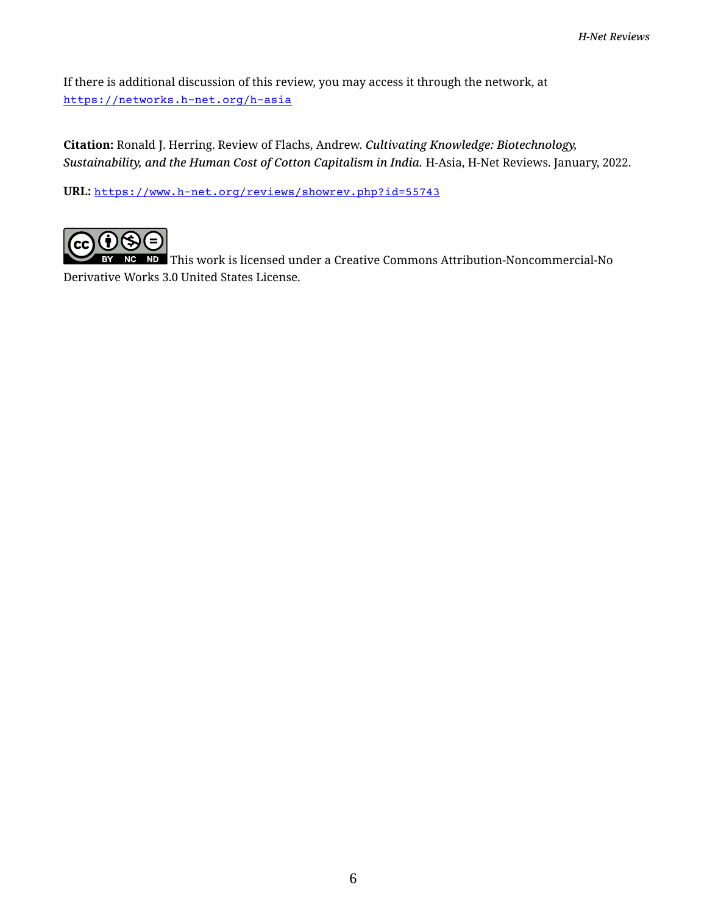If there is additional discussion of this review, you may access it through the network, at https://networks.h-net.org/h-asia

**Citation:** Ronald J. Herring. Review of Flachs, Andrew. *Cultivating Knowledge: Biotechnology, Sustainability, and the Human Cost of Cotton Capitalism in India.* H-Asia, H-Net Reviews. January, 2022.

**URL:** https://www.h-net.org/reviews/showrev.php?id=55743

This work is licensed under a Creative Commons Attribution-Noncommercial-No Derivative Works 3.0 United States License.